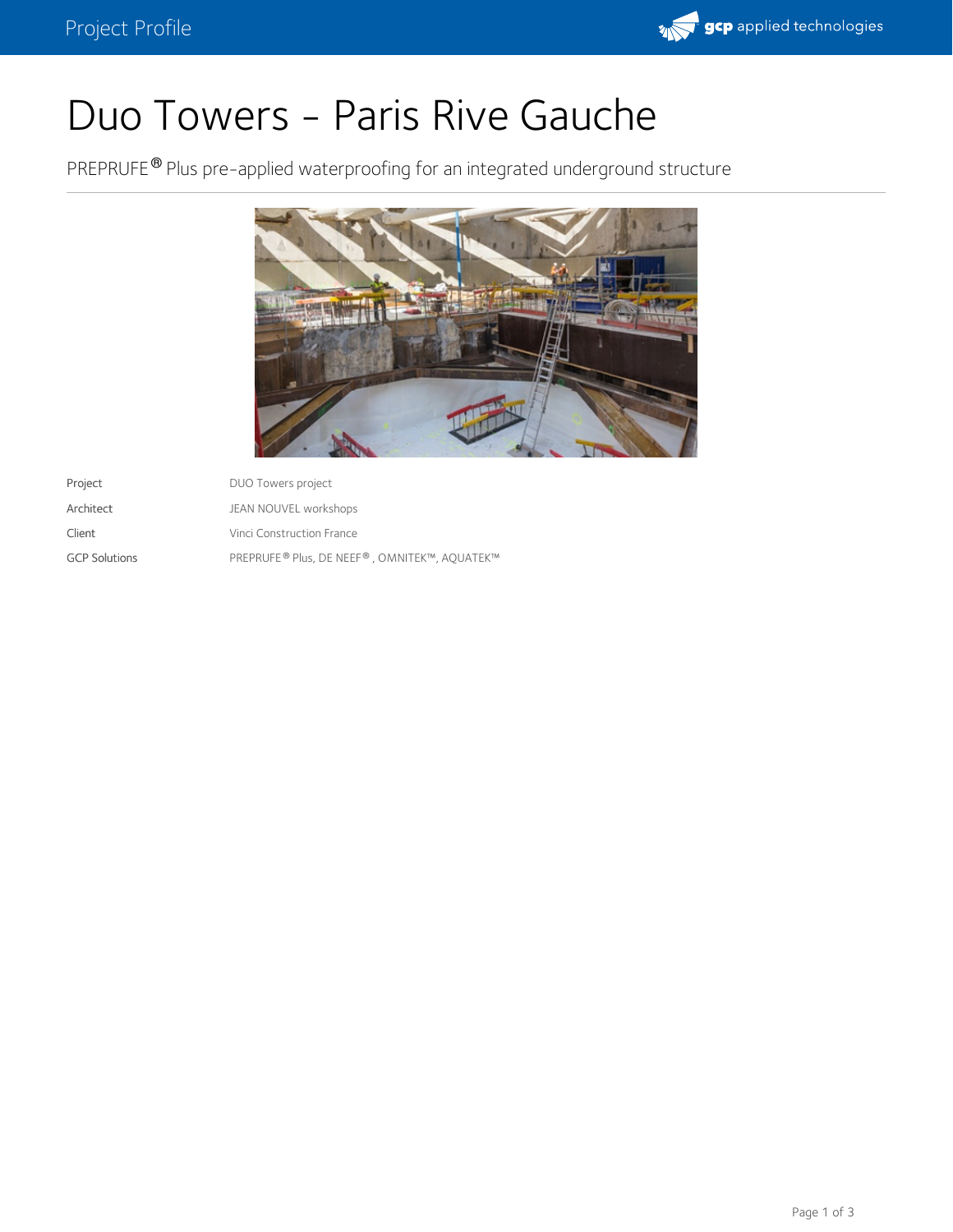# Duo Towers - Paris Rive Gauche

PREPRUFE® Plus pre-applied waterproofing for an integrated underground structure

| | |
|---|---|
| Project | DUO Towers project |
| Architect | JEAN NOUVEL workshops |
| Client | Vinci Construction France |
| GCP Solutions | PREPRUFE® Plus, DE NEEF®, OMNITEK™, AQUATEK™ |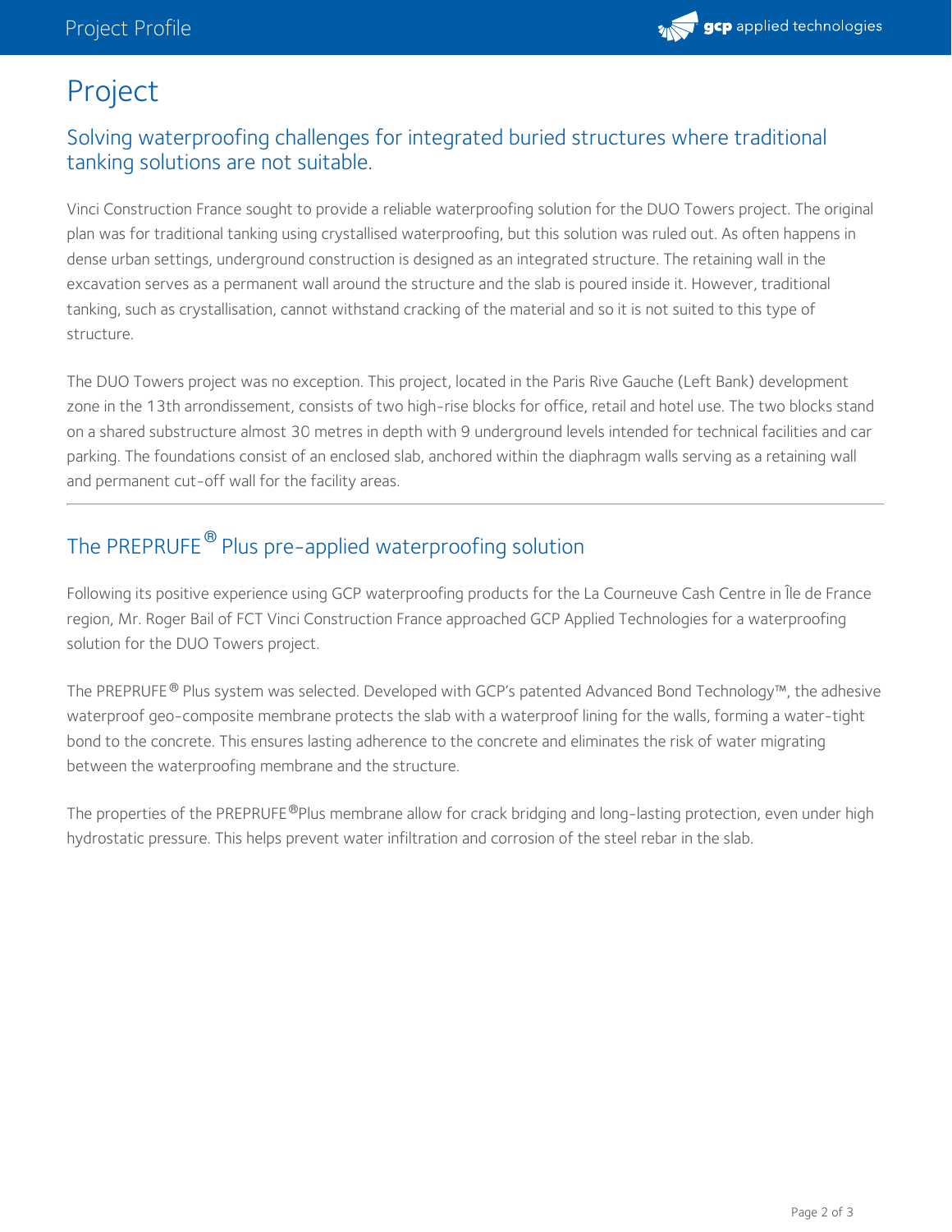# Project

## Solving waterproofing challenges for integrated buried structures where traditional tanking solutions are not suitable.

Vinci Construction France sought to provide a reliable waterproofing solution for the DUO Towers project. The original plan was for traditional tanking using crystallised waterproofing, but this solution was ruled out. As often happens in dense urban settings, underground construction is designed as an integrated structure. The retaining wall in the excavation serves as a permanent wall around the structure and the slab is poured inside it. However, traditional tanking, such as crystallisation, cannot withstand cracking of the material and so it is not suited to this type of structure.

The DUO Towers project was no exception. This project, located in the Paris Rive Gauche (Left Bank) development zone in the 13th arrondissement, consists of two high-rise blocks for office, retail and hotel use. The two blocks stand on a shared substructure almost 30 metres in depth with 9 underground levels intended for technical facilities and car parking. The foundations consist of an enclosed slab, anchored within the diaphragm walls serving as a retaining wall and permanent cut-off wall for the facility areas.

---

## The PREPRUFE® Plus pre-applied waterproofing solution

Following its positive experience using GCP waterproofing products for the La Courneuve Cash Centre in Île de France region, Mr. Roger Bail of FCT Vinci Construction France approached GCP Applied Technologies for a waterproofing solution for the DUO Towers project.

The PREPRUFE® Plus system was selected. Developed with GCP's patented Advanced Bond Technology™, the adhesive waterproof geo-composite membrane protects the slab with a waterproof lining for the walls, forming a water-tight bond to the concrete. This ensures lasting adherence to the concrete and eliminates the risk of water migrating between the waterproofing membrane and the structure.

The properties of the PREPRUFE®Plus membrane allow for crack bridging and long-lasting protection, even under high hydrostatic pressure. This helps prevent water infiltration and corrosion of the steel rebar in the slab.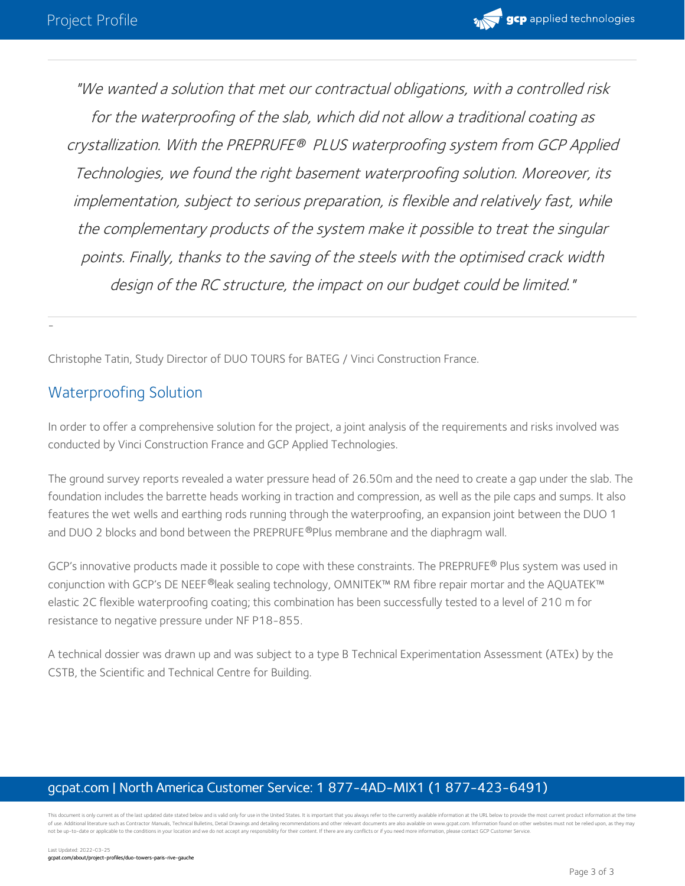*"We wanted a solution that met our contractual obligations, with a controlled risk for the waterproofing of the slab, which did not allow a traditional coating as crystallization. With the PREPRUFE® PLUS waterproofing system from GCP Applied Technologies, we found the right basement waterproofing solution. Moreover, its implementation, subject to serious preparation, is flexible and relatively fast, while the complementary products of the system make it possible to treat the singular points. Finally, thanks to the saving of the steels with the optimised crack width design of the RC structure, the impact on our budget could be limited."*

\-

Christophe Tatin, Study Director of DUO TOURS for BATEG / Vinci Construction France.

## Waterproofing Solution

In order to offer a comprehensive solution for the project, a joint analysis of the requirements and risks involved was conducted by Vinci Construction France and GCP Applied Technologies.

The ground survey reports revealed a water pressure head of 26.50m and the need to create a gap under the slab. The foundation includes the barrette heads working in traction and compression, as well as the pile caps and sumps. It also features the wet wells and earthing rods running through the waterproofing, an expansion joint between the DUO 1 and DUO 2 blocks and bond between the PREPRUFE®Plus membrane and the diaphragm wall.

GCP's innovative products made it possible to cope with these constraints. The PREPRUFE® Plus system was used in conjunction with GCP's DE NEEF®leak sealing technology, OMNITEK™ RM fibre repair mortar and the AQUATEK™ elastic 2C flexible waterproofing coating; this combination has been successfully tested to a level of 210 m for resistance to negative pressure under NF P18-855.

A technical dossier was drawn up and was subject to a type B Technical Experimentation Assessment (ATEx) by the CSTB, the Scientific and Technical Centre for Building.

gcpat.com | North America Customer Service: 1 877-4AD-MIX1 (1 877-423-6491)

This document is only current as of the last updated date stated below and is valid only for use in the United States. It is important that you always refer to the currently available information at the URL below to provide the most current product information at the time of use. Additional literature such as Contractor Manuals, Technical Bulletins, Detail Drawings and detailing recommendations and other relevant documents are also available on www.gcpat.com. Information found on other websites must not be relied upon, as they may not be up-to-date or applicable to the conditions in your location and we do not accept any responsibility for their content. If there are any conflicts or if you need more information, please contact GCP Customer Service.

Last Updated: 2022-03-25
gcpat.com/about/project-profiles/duo-towers-paris-rive-gauche